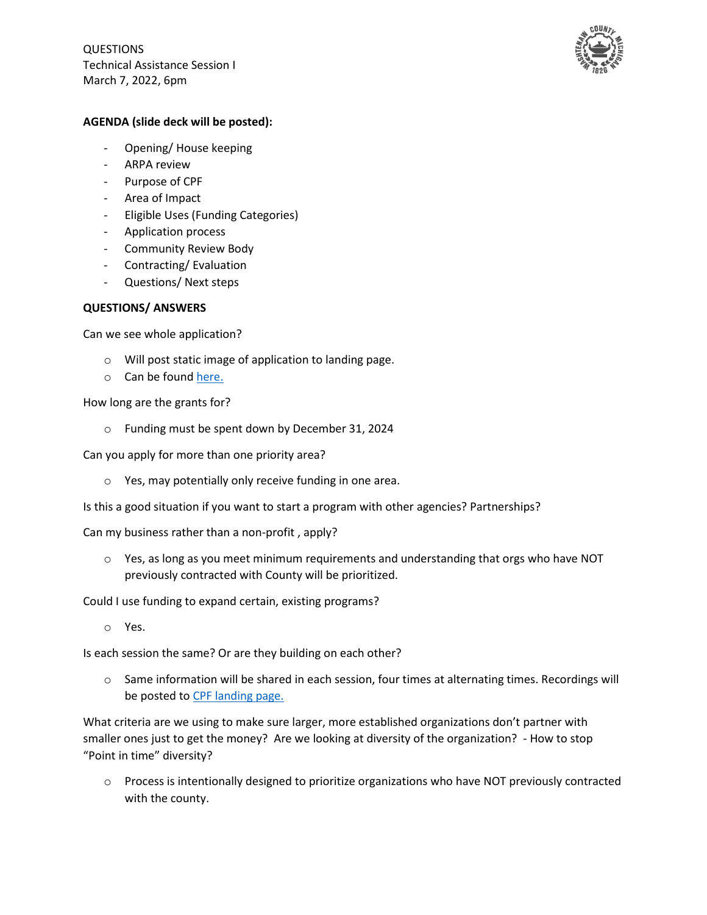QUESTIONS
Technical Assistance Session I
March 7, 2022, 6pm

**AGENDA (slide deck will be posted):**

- Opening/ House keeping
- ARPA review
- Purpose of CPF
- Area of Impact
- Eligible Uses (Funding Categories)
- Application process
- Community Review Body
- Contracting/ Evaluation
- Questions/ Next steps

**QUESTIONS/ ANSWERS**

Can we see whole application?

- Will post static image of application to landing page.
- Can be found [here.]()

How long are the grants for?

- Funding must be spent down by December 31, 2024

Can you apply for more than one priority area?

- Yes, may potentially only receive funding in one area.

Is this a good situation if you want to start a program with other agencies? Partnerships?

Can my business rather than a non-profit , apply?

- Yes, as long as you meet minimum requirements and understanding that orgs who have NOT previously contracted with County will be prioritized.

Could I use funding to expand certain, existing programs?

- Yes.

Is each session the same? Or are they building on each other?

- Same information will be shared in each session, four times at alternating times. Recordings will be posted to [CPF landing page.]()

What criteria are we using to make sure larger, more established organizations don't partner with smaller ones just to get the money? Are we looking at diversity of the organization? - How to stop "Point in time" diversity?

- Process is intentionally designed to prioritize organizations who have NOT previously contracted with the county.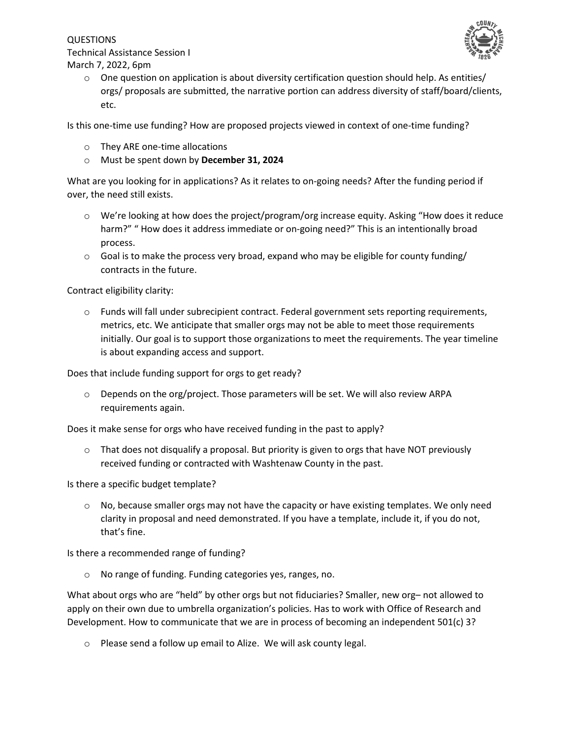- One question on application is about diversity certification question should help. As entities/ orgs/ proposals are submitted, the narrative portion can address diversity of staff/board/clients, etc.

Is this one-time use funding? How are proposed projects viewed in context of one-time funding?

- They ARE one-time allocations
- Must be spent down by **December 31, 2024**

What are you looking for in applications? As it relates to on-going needs? After the funding period if over, the need still exists.

- We're looking at how does the project/program/org increase equity. Asking "How does it reduce harm?" " How does it address immediate or on-going need?" This is an intentionally broad process.
- Goal is to make the process very broad, expand who may be eligible for county funding/ contracts in the future.

Contract eligibility clarity:

- Funds will fall under subrecipient contract. Federal government sets reporting requirements, metrics, etc. We anticipate that smaller orgs may not be able to meet those requirements initially. Our goal is to support those organizations to meet the requirements. The year timeline is about expanding access and support.

Does that include funding support for orgs to get ready?

- Depends on the org/project. Those parameters will be set. We will also review ARPA requirements again.

Does it make sense for orgs who have received funding in the past to apply?

- That does not disqualify a proposal. But priority is given to orgs that have NOT previously received funding or contracted with Washtenaw County in the past.

Is there a specific budget template?

- No, because smaller orgs may not have the capacity or have existing templates. We only need clarity in proposal and need demonstrated. If you have a template, include it, if you do not, that's fine.

Is there a recommended range of funding?

- No range of funding. Funding categories yes, ranges, no.

What about orgs who are "held" by other orgs but not fiduciaries? Smaller, new org– not allowed to apply on their own due to umbrella organization's policies. Has to work with Office of Research and Development. How to communicate that we are in process of becoming an independent 501(c) 3?

- Please send a follow up email to Alize. We will ask county legal.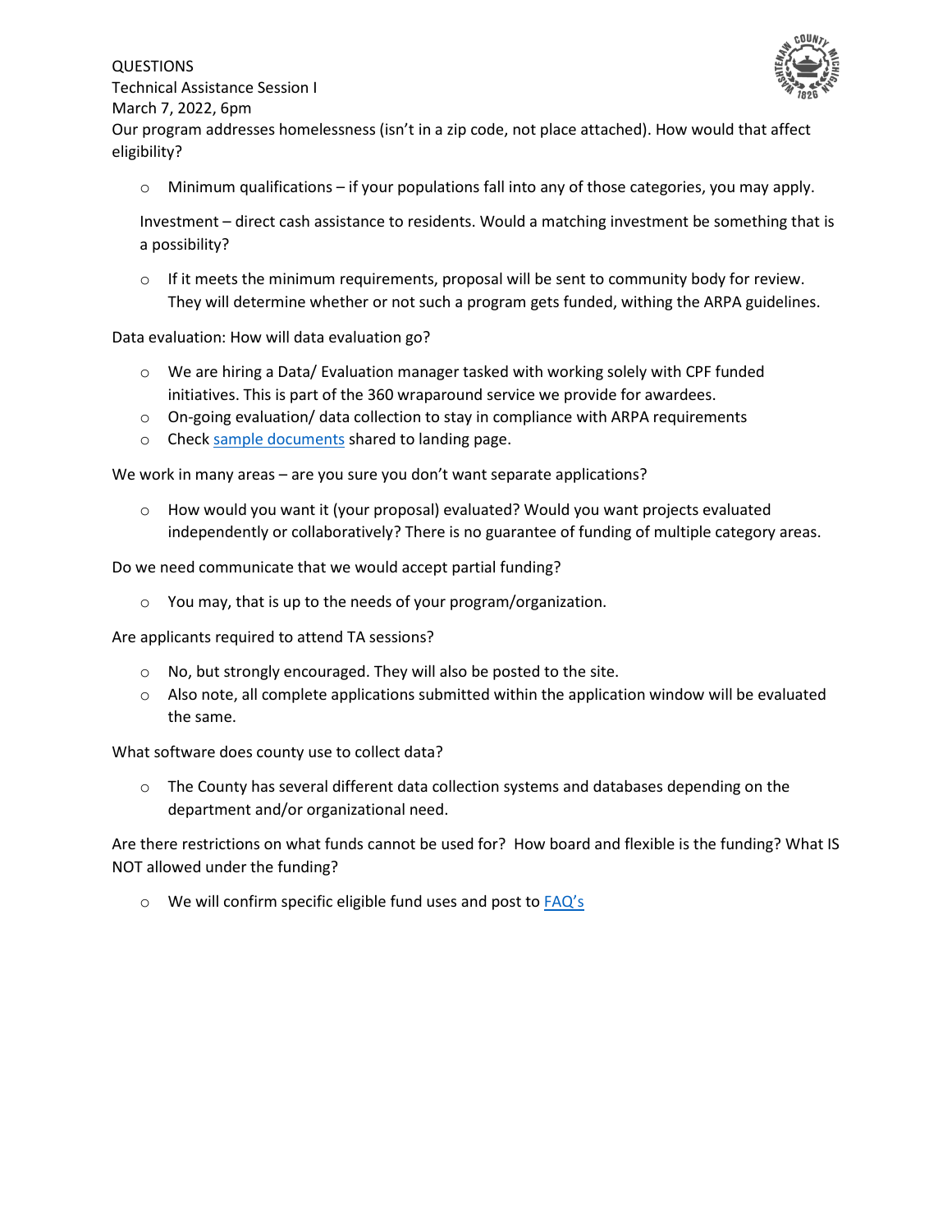QUESTIONS
Technical Assistance Session I
March 7, 2022, 6pm

Our program addresses homelessness (isn't in a zip code, not place attached). How would that affect eligibility?

- Minimum qualifications – if your populations fall into any of those categories, you may apply.

Investment – direct cash assistance to residents. Would a matching investment be something that is a possibility?

- If it meets the minimum requirements, proposal will be sent to community body for review. They will determine whether or not such a program gets funded, withing the ARPA guidelines.

Data evaluation: How will data evaluation go?

- We are hiring a Data/ Evaluation manager tasked with working solely with CPF funded initiatives. This is part of the 360 wraparound service we provide for awardees.
- On-going evaluation/ data collection to stay in compliance with ARPA requirements
- Check sample documents shared to landing page.

We work in many areas – are you sure you don't want separate applications?

- How would you want it (your proposal) evaluated? Would you want projects evaluated independently or collaboratively? There is no guarantee of funding of multiple category areas.

Do we need communicate that we would accept partial funding?

- You may, that is up to the needs of your program/organization.

Are applicants required to attend TA sessions?

- No, but strongly encouraged. They will also be posted to the site.
- Also note, all complete applications submitted within the application window will be evaluated the same.

What software does county use to collect data?

- The County has several different data collection systems and databases depending on the department and/or organizational need.

Are there restrictions on what funds cannot be used for? How board and flexible is the funding? What IS NOT allowed under the funding?

- We will confirm specific eligible fund uses and post to FAQ's